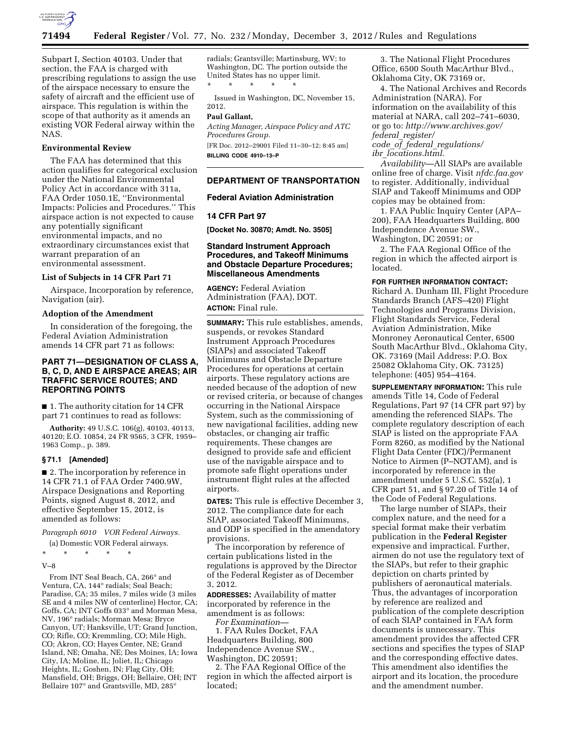Subpart I, Section 40103. Under that section, the FAA is charged with prescribing regulations to assign the use of the airspace necessary to ensure the safety of aircraft and the efficient use of airspace. This regulation is within the scope of that authority as it amends an existing VOR Federal airway within the NAS.

### Environmental Review

The FAA has determined that this action qualifies for categorical exclusion under the National Environmental Policy Act in accordance with 311a, FAA Order 1050.1E, ''Environmental Impacts: Policies and Procedures.'' This airspace action is not expected to cause any potentially significant environmental impacts, and no extraordinary circumstances exist that warrant preparation of an environmental assessment.

### List of Subjects in 14 CFR Part 71

Airspace, Incorporation by reference, Navigation (air).

### Adoption of the Amendment

In consideration of the foregoing, the Federal Aviation Administration amends 14 CFR part 71 as follows:

## PART 71—DESIGNATION OF CLASS A, B, C, D, AND E AIRSPACE AREAS; AIR TRAFFIC SERVICE ROUTES; AND REPORTING POINTS

■ 1. The authority citation for 14 CFR part 71 continues to read as follows:

**Authority:** 49 U.S.C. 106(g), 40103, 40113, 40120; E.O. 10854, 24 FR 9565, 3 CFR, 1959–1963 Comp., p. 389.

**§ 71.1 [Amended]**

■ 2. The incorporation by reference in 14 CFR 71.1 of FAA Order 7400.9W, Airspace Designations and Reporting Points, signed August 8, 2012, and effective September 15, 2012, is amended as follows:

*Paragraph 6010 VOR Federal Airways.*

(a) Domestic VOR Federal airways.

\* \* \* \* \*

V–8

From INT Seal Beach, CA, 266° and Ventura, CA, 144° radials; Seal Beach; Paradise, CA; 35 miles, 7 miles wide (3 miles SE and 4 miles NW of centerline) Hector, CA; Goffs, CA; INT Goffs 033° and Morman Mesa, NV, 196° radials; Morman Mesa; Bryce Canyon, UT; Hanksville, UT; Grand Junction, CO; Rifle, CO; Kremmling, CO; Mile High, CO; Akron, CO; Hayes Center, NE; Grand Island, NE; Omaha, NE; Des Moines, IA; Iowa City, IA; Moline, IL; Joliet, IL; Chicago Heights, IL; Goshen, IN; Flag City, OH; Mansfield, OH; Briggs, OH; Bellaire, OH; INT Bellaire 107° and Grantsville, MD, 285° radials; Grantsville; Martinsburg, WV; to Washington, DC. The portion outside the United States has no upper limit.

\* \* \* \* \*

Issued in Washington, DC, November 15, 2012.

**Paul Gallant,**

*Acting Manager, Airspace Policy and ATC Procedures Group.*

[FR Doc. 2012–29001 Filed 11–30–12; 8:45 am]

**BILLING CODE 4910–13–P**

---

## DEPARTMENT OF TRANSPORTATION

### Federal Aviation Administration

### 14 CFR Part 97

**[Docket No. 30870; Amdt. No. 3505]**

### Standard Instrument Approach Procedures, and Takeoff Minimums and Obstacle Departure Procedures; Miscellaneous Amendments

**AGENCY:** Federal Aviation Administration (FAA), DOT.

**ACTION:** Final rule.

**SUMMARY:** This rule establishes, amends, suspends, or revokes Standard Instrument Approach Procedures (SIAPs) and associated Takeoff Minimums and Obstacle Departure Procedures for operations at certain airports. These regulatory actions are needed because of the adoption of new or revised criteria, or because of changes occurring in the National Airspace System, such as the commissioning of new navigational facilities, adding new obstacles, or changing air traffic requirements. These changes are designed to provide safe and efficient use of the navigable airspace and to promote safe flight operations under instrument flight rules at the affected airports.

**DATES:** This rule is effective December 3, 2012. The compliance date for each SIAP, associated Takeoff Minimums, and ODP is specified in the amendatory provisions.

The incorporation by reference of certain publications listed in the regulations is approved by the Director of the Federal Register as of December 3, 2012.

**ADDRESSES:** Availability of matter incorporated by reference in the amendment is as follows:

*For Examination*—

1. FAA Rules Docket, FAA Headquarters Building, 800 Independence Avenue SW., Washington, DC 20591;

2. The FAA Regional Office of the region in which the affected airport is located;

3. The National Flight Procedures Office, 6500 South MacArthur Blvd., Oklahoma City, OK 73169 or,

4. The National Archives and Records Administration (NARA). For information on the availability of this material at NARA, call 202–741–6030, or go to: *http://www.archives.gov/federal_register/code_of_federal_regulations/ibr_locations.html.*

*Availability*—All SIAPs are available online free of charge. Visit *nfdc.faa.gov* to register. Additionally, individual SIAP and Takeoff Minimums and ODP copies may be obtained from:

1. FAA Public Inquiry Center (APA–200), FAA Headquarters Building, 800 Independence Avenue SW., Washington, DC 20591; or

2. The FAA Regional Office of the region in which the affected airport is located.

**FOR FURTHER INFORMATION CONTACT:** Richard A. Dunham III, Flight Procedure Standards Branch (AFS–420) Flight Technologies and Programs Division, Flight Standards Service, Federal Aviation Administration, Mike Monroney Aeronautical Center, 6500 South MacArthur Blvd., Oklahoma City, OK. 73169 (Mail Address: P.O. Box 25082 Oklahoma City, OK. 73125) telephone: (405) 954–4164.

**SUPPLEMENTARY INFORMATION:** This rule amends Title 14, Code of Federal Regulations, Part 97 (14 CFR part 97) by amending the referenced SIAPs. The complete regulatory description of each SIAP is listed on the appropriate FAA Form 8260, as modified by the National Flight Data Center (FDC)/Permanent Notice to Airmen (P–NOTAM), and is incorporated by reference in the amendment under 5 U.S.C. 552(a), 1 CFR part 51, and § 97.20 of Title 14 of the Code of Federal Regulations.

The large number of SIAPs, their complex nature, and the need for a special format make their verbatim publication in the **Federal Register** expensive and impractical. Further, airmen do not use the regulatory text of the SIAPs, but refer to their graphic depiction on charts printed by publishers of aeronautical materials. Thus, the advantages of incorporation by reference are realized and publication of the complete description of each SIAP contained in FAA form documents is unnecessary. This amendment provides the affected CFR sections and specifies the types of SIAP and the corresponding effective dates. This amendment also identifies the airport and its location, the procedure and the amendment number.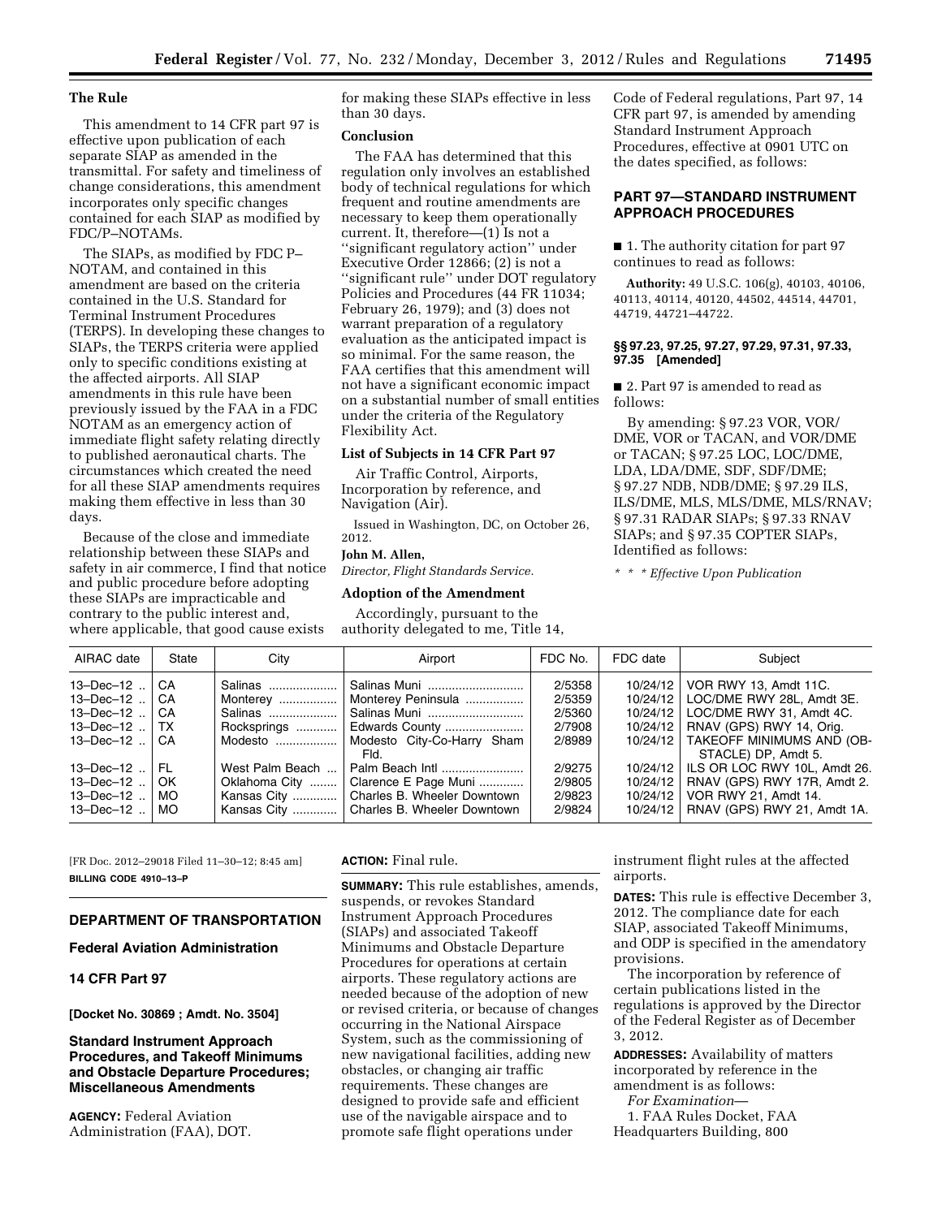### The Rule

This amendment to 14 CFR part 97 is effective upon publication of each separate SIAP as amended in the transmittal. For safety and timeliness of change considerations, this amendment incorporates only specific changes contained for each SIAP as modified by FDC/P–NOTAMs.

The SIAPs, as modified by FDC P–NOTAM, and contained in this amendment are based on the criteria contained in the U.S. Standard for Terminal Instrument Procedures (TERPS). In developing these changes to SIAPs, the TERPS criteria were applied only to specific conditions existing at the affected airports. All SIAP amendments in this rule have been previously issued by the FAA in a FDC NOTAM as an emergency action of immediate flight safety relating directly to published aeronautical charts. The circumstances which created the need for all these SIAP amendments requires making them effective in less than 30 days.

Because of the close and immediate relationship between these SIAPs and safety in air commerce, I find that notice and public procedure before adopting these SIAPs are impracticable and contrary to the public interest and, where applicable, that good cause exists for making these SIAPs effective in less than 30 days.

### Conclusion

The FAA has determined that this regulation only involves an established body of technical regulations for which frequent and routine amendments are necessary to keep them operationally current. It, therefore—(1) Is not a ''significant regulatory action'' under Executive Order 12866; (2) is not a ''significant rule'' under DOT regulatory Policies and Procedures (44 FR 11034; February 26, 1979); and (3) does not warrant preparation of a regulatory evaluation as the anticipated impact is so minimal. For the same reason, the FAA certifies that this amendment will not have a significant economic impact on a substantial number of small entities under the criteria of the Regulatory Flexibility Act.

### List of Subjects in 14 CFR Part 97

Air Traffic Control, Airports, Incorporation by reference, and Navigation (Air).

Issued in Washington, DC, on October 26, 2012.

**John M. Allen,**

*Director, Flight Standards Service.*

### Adoption of the Amendment

Accordingly, pursuant to the authority delegated to me, Title 14, Code of Federal regulations, Part 97, 14 CFR part 97, is amended by amending Standard Instrument Approach Procedures, effective at 0901 UTC on the dates specified, as follows:

## PART 97—STANDARD INSTRUMENT APPROACH PROCEDURES

■ 1. The authority citation for part 97 continues to read as follows:

**Authority:** 49 U.S.C. 106(g), 40103, 40106, 40113, 40114, 40120, 44502, 44514, 44701, 44719, 44721–44722.

#### §§ 97.23, 97.25, 97.27, 97.29, 97.31, 97.33, 97.35 [Amended]

■ 2. Part 97 is amended to read as follows:

By amending: § 97.23 VOR, VOR/DME, VOR or TACAN, and VOR/DME or TACAN; § 97.25 LOC, LOC/DME, LDA, LDA/DME, SDF, SDF/DME; § 97.27 NDB, NDB/DME; § 97.29 ILS, ILS/DME, MLS, MLS/DME, MLS/RNAV; § 97.31 RADAR SIAPs; § 97.33 RNAV SIAPs; and § 97.35 COPTER SIAPs, Identified as follows:

*\* \* \* Effective Upon Publication*

| AIRAC date | State | City | Airport | FDC No. | FDC date | Subject |
|---|---|---|---|---|---|---|
| 13–Dec–12 | CA | Salinas | Salinas Muni | 2/5358 | 10/24/12 | VOR RWY 13, Amdt 11C. |
| 13–Dec–12 | CA | Monterey | Monterey Peninsula | 2/5359 | 10/24/12 | LOC/DME RWY 28L, Amdt 3E. |
| 13–Dec–12 | CA | Salinas | Salinas Muni | 2/5360 | 10/24/12 | LOC/DME RWY 31, Amdt 4C. |
| 13–Dec–12 | TX | Rocksprings | Edwards County | 2/7908 | 10/24/12 | RNAV (GPS) RWY 14, Orig. |
| 13–Dec–12 | CA | Modesto | Modesto City-Co-Harry Sham Fld. | 2/8989 | 10/24/12 | TAKEOFF MINIMUMS AND (OBSTACLE) DP, Amdt 5. |
| 13–Dec–12 | FL | West Palm Beach | Palm Beach Intl | 2/9275 | 10/24/12 | ILS OR LOC RWY 10L, Amdt 26. |
| 13–Dec–12 | OK | Oklahoma City | Clarence E Page Muni | 2/9805 | 10/24/12 | RNAV (GPS) RWY 17R, Amdt 2. |
| 13–Dec–12 | MO | Kansas City | Charles B. Wheeler Downtown | 2/9823 | 10/24/12 | VOR RWY 21, Amdt 14. |
| 13–Dec–12 | MO | Kansas City | Charles B. Wheeler Downtown | 2/9824 | 10/24/12 | RNAV (GPS) RWY 21, Amdt 1A. |

[FR Doc. 2012–29018 Filed 11–30–12; 8:45 am]

**BILLING CODE 4910–13–P**

## DEPARTMENT OF TRANSPORTATION

## Federal Aviation Administration

## 14 CFR Part 97

**[Docket No. 30869 ; Amdt. No. 3504]**

## Standard Instrument Approach Procedures, and Takeoff Minimums and Obstacle Departure Procedures; Miscellaneous Amendments

**AGENCY:** Federal Aviation Administration (FAA), DOT.

**ACTION:** Final rule.

**SUMMARY:** This rule establishes, amends, suspends, or revokes Standard Instrument Approach Procedures (SIAPs) and associated Takeoff Minimums and Obstacle Departure Procedures for operations at certain airports. These regulatory actions are needed because of the adoption of new or revised criteria, or because of changes occurring in the National Airspace System, such as the commissioning of new navigational facilities, adding new obstacles, or changing air traffic requirements. These changes are designed to provide safe and efficient use of the navigable airspace and to promote safe flight operations under instrument flight rules at the affected airports.

**DATES:** This rule is effective December 3, 2012. The compliance date for each SIAP, associated Takeoff Minimums, and ODP is specified in the amendatory provisions.

The incorporation by reference of certain publications listed in the regulations is approved by the Director of the Federal Register as of December 3, 2012.

**ADDRESSES:** Availability of matters incorporated by reference in the amendment is as follows:

*For Examination*—

1. FAA Rules Docket, FAA Headquarters Building, 800